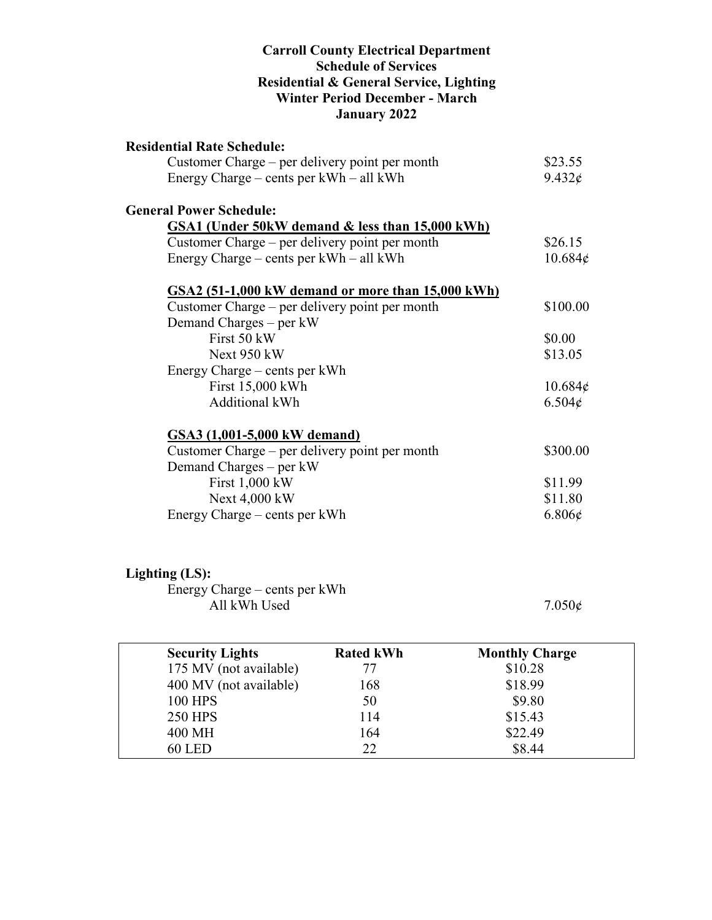# Carroll County Electrical Department
## Schedule of Services
## Residential & General Service, Lighting
## Winter Period December - March
## January 2022

**Residential Rate Schedule:**

| | |
|---|---|
| Customer Charge – per delivery point per month | $23.55 |
| Energy Charge – cents per kWh – all kWh | 9.432¢ |

**General Power Schedule:**

**GSA1 (Under 50kW demand & less than 15,000 kWh)**

| | |
|---|---|
| Customer Charge – per delivery point per month | $26.15 |
| Energy Charge – cents per kWh – all kWh | 10.684¢ |

**GSA2 (51-1,000 kW demand or more than 15,000 kWh)**

| | |
|---|---|
| Customer Charge – per delivery point per month | $100.00 |
| Demand Charges – per kW | |
| First 50 kW | $0.00 |
| Next 950 kW | $13.05 |
| Energy Charge – cents per kWh | |
| First 15,000 kWh | 10.684¢ |
| Additional kWh | 6.504¢ |

**GSA3 (1,001-5,000 kW demand)**

| | |
|---|---|
| Customer Charge – per delivery point per month | $300.00 |
| Demand Charges – per kW | |
| First 1,000 kW | $11.99 |
| Next 4,000 kW | $11.80 |
| Energy Charge – cents per kWh | 6.806¢ |

**Lighting (LS):**

| | |
|---|---|
| Energy Charge – cents per kWh | |
| All kWh Used | 7.050¢ |

| Security Lights | Rated kWh | Monthly Charge |
|---|---|---|
| 175 MV (not available) | 77 | $10.28 |
| 400 MV (not available) | 168 | $18.99 |
| 100 HPS | 50 | $9.80 |
| 250 HPS | 114 | $15.43 |
| 400 MH | 164 | $22.49 |
| 60 LED | 22 | $8.44 |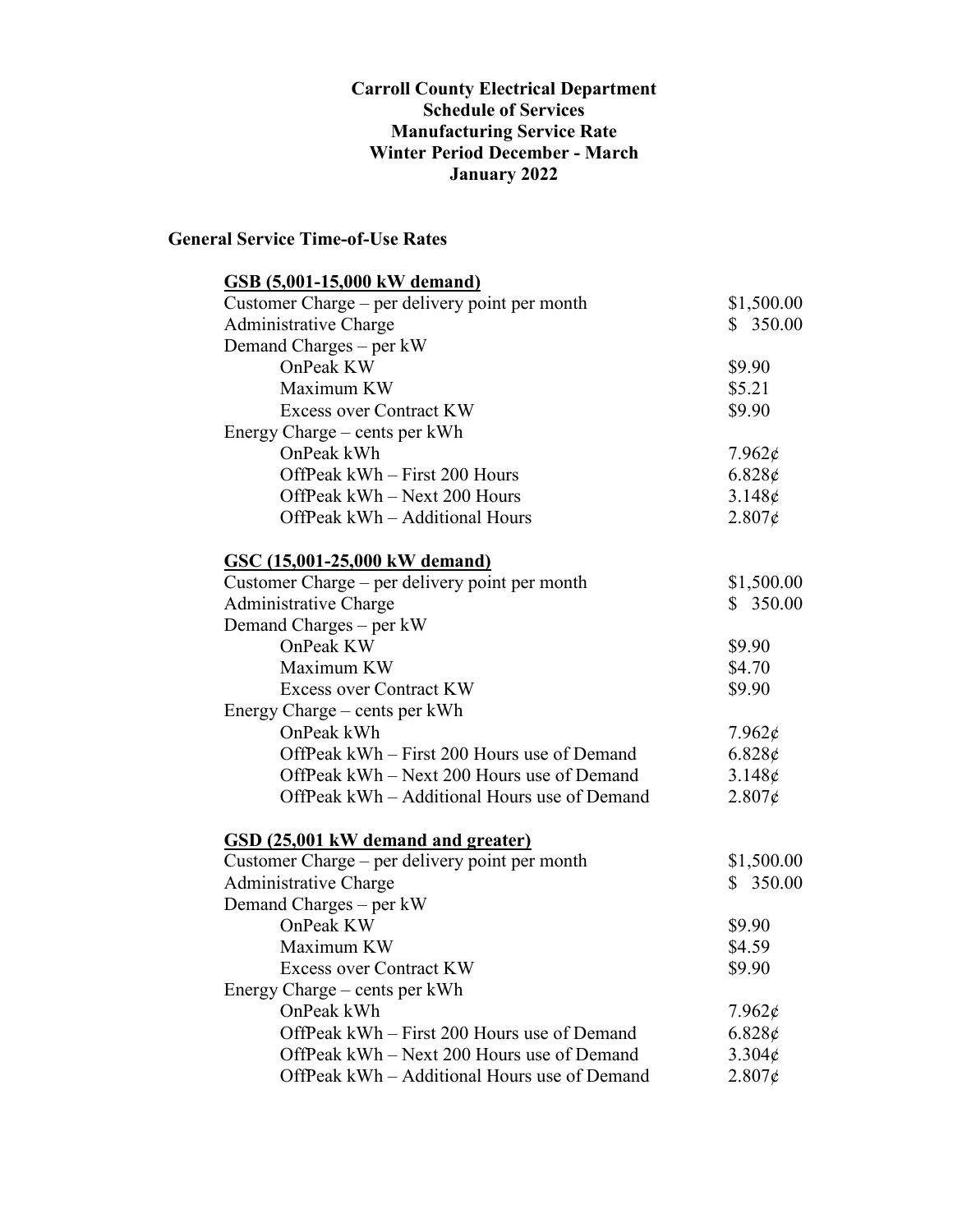**Carroll County Electrical Department**
**Schedule of Services**
**Manufacturing Service Rate**
**Winter Period December - March**
**January 2022**

## General Service Time-of-Use Rates

### GSB (5,001-15,000 kW demand)

| | |
|---|---|
| Customer Charge – per delivery point per month | \$1,500.00 |
| Administrative Charge | \$ 350.00 |
| Demand Charges – per kW | |
| OnPeak KW | \$9.90 |
| Maximum KW | \$5.21 |
| Excess over Contract KW | \$9.90 |
| Energy Charge – cents per kWh | |
| OnPeak kWh | 7.962¢ |
| OffPeak kWh – First 200 Hours | 6.828¢ |
| OffPeak kWh – Next 200 Hours | 3.148¢ |
| OffPeak kWh – Additional Hours | 2.807¢ |

### GSC (15,001-25,000 kW demand)

| | |
|---|---|
| Customer Charge – per delivery point per month | \$1,500.00 |
| Administrative Charge | \$ 350.00 |
| Demand Charges – per kW | |
| OnPeak KW | \$9.90 |
| Maximum KW | \$4.70 |
| Excess over Contract KW | \$9.90 |
| Energy Charge – cents per kWh | |
| OnPeak kWh | 7.962¢ |
| OffPeak kWh – First 200 Hours use of Demand | 6.828¢ |
| OffPeak kWh – Next 200 Hours use of Demand | 3.148¢ |
| OffPeak kWh – Additional Hours use of Demand | 2.807¢ |

### GSD (25,001 kW demand and greater)

| | |
|---|---|
| Customer Charge – per delivery point per month | \$1,500.00 |
| Administrative Charge | \$ 350.00 |
| Demand Charges – per kW | |
| OnPeak KW | \$9.90 |
| Maximum KW | \$4.59 |
| Excess over Contract KW | \$9.90 |
| Energy Charge – cents per kWh | |
| OnPeak kWh | 7.962¢ |
| OffPeak kWh – First 200 Hours use of Demand | 6.828¢ |
| OffPeak kWh – Next 200 Hours use of Demand | 3.304¢ |
| OffPeak kWh – Additional Hours use of Demand | 2.807¢ |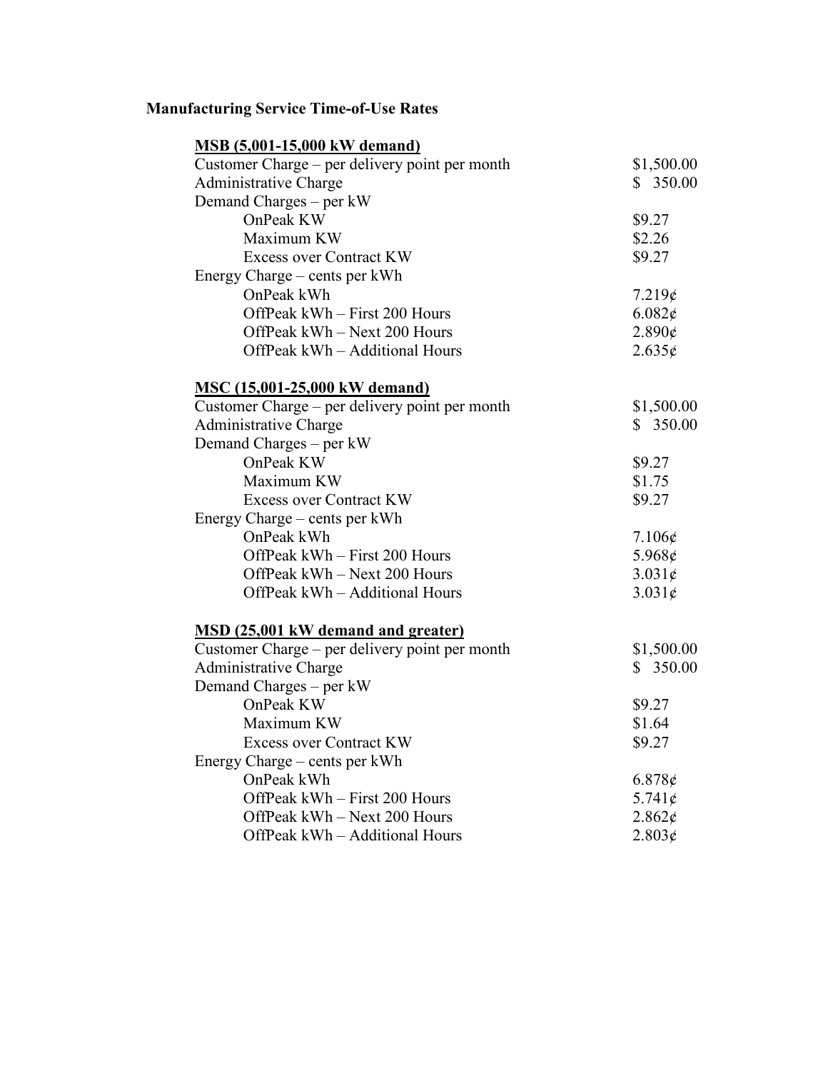**Manufacturing Service Time-of-Use Rates**

**MSB (5,001-15,000 kW demand)**

| | |
|---|---|
| Customer Charge – per delivery point per month | $1,500.00 |
| Administrative Charge | $ 350.00 |
| Demand Charges – per kW | |
| OnPeak KW | $9.27 |
| Maximum KW | $2.26 |
| Excess over Contract KW | $9.27 |
| Energy Charge – cents per kWh | |
| OnPeak kWh | 7.219¢ |
| OffPeak kWh – First 200 Hours | 6.082¢ |
| OffPeak kWh – Next 200 Hours | 2.890¢ |
| OffPeak kWh – Additional Hours | 2.635¢ |

**MSC (15,001-25,000 kW demand)**

| | |
|---|---|
| Customer Charge – per delivery point per month | $1,500.00 |
| Administrative Charge | $ 350.00 |
| Demand Charges – per kW | |
| OnPeak KW | $9.27 |
| Maximum KW | $1.75 |
| Excess over Contract KW | $9.27 |
| Energy Charge – cents per kWh | |
| OnPeak kWh | 7.106¢ |
| OffPeak kWh – First 200 Hours | 5.968¢ |
| OffPeak kWh – Next 200 Hours | 3.031¢ |
| OffPeak kWh – Additional Hours | 3.031¢ |

**MSD (25,001 kW demand and greater)**

| | |
|---|---|
| Customer Charge – per delivery point per month | $1,500.00 |
| Administrative Charge | $ 350.00 |
| Demand Charges – per kW | |
| OnPeak KW | $9.27 |
| Maximum KW | $1.64 |
| Excess over Contract KW | $9.27 |
| Energy Charge – cents per kWh | |
| OnPeak kWh | 6.878¢ |
| OffPeak kWh – First 200 Hours | 5.741¢ |
| OffPeak kWh – Next 200 Hours | 2.862¢ |
| OffPeak kWh – Additional Hours | 2.803¢ |